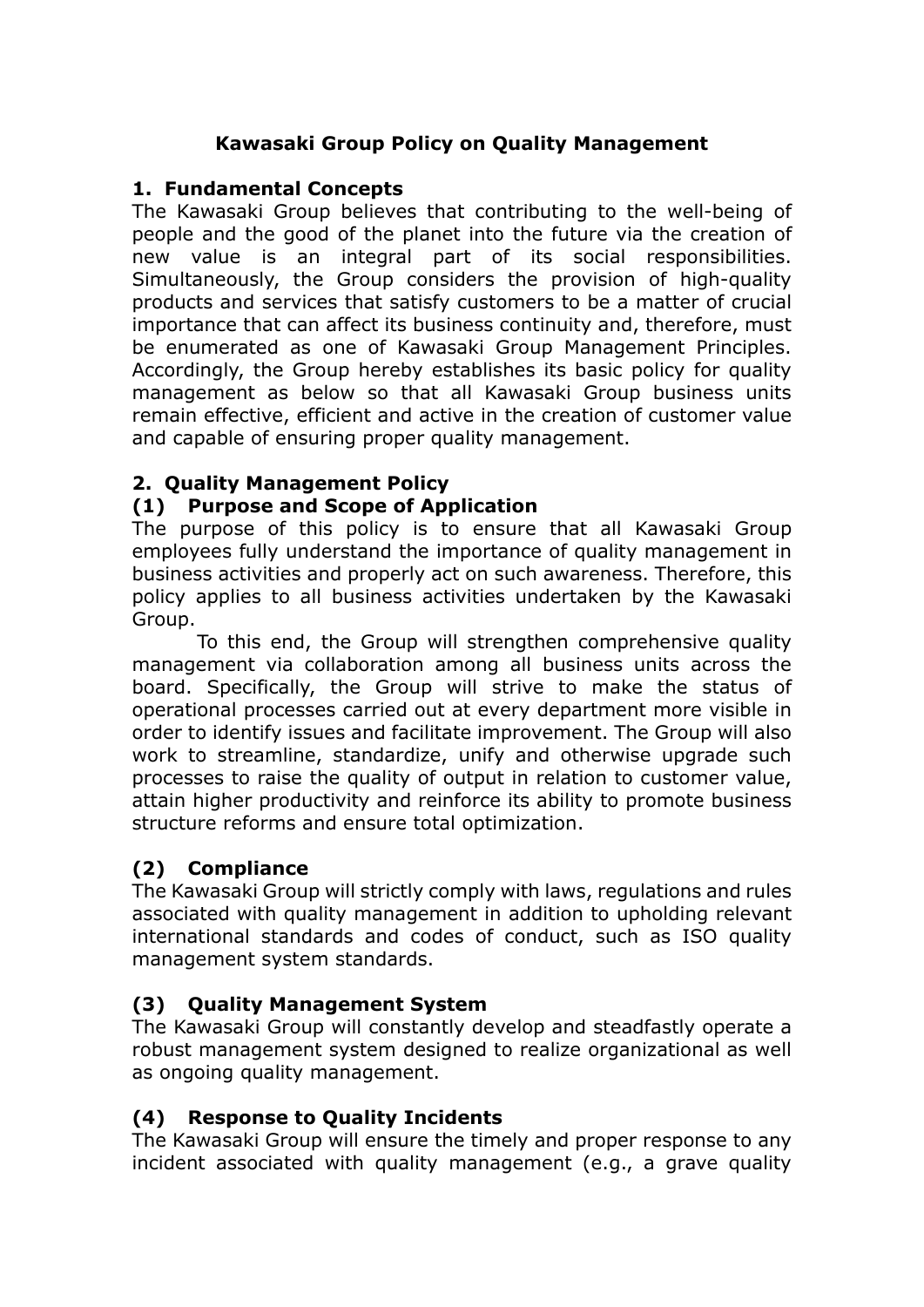# Kawasaki Group Policy on Quality Management

## 1. Fundamental Concepts

The Kawasaki Group believes that contributing to the well-being of people and the good of the planet into the future via the creation of new value is an integral part of its social responsibilities. Simultaneously, the Group considers the provision of high-quality products and services that satisfy customers to be a matter of crucial importance that can affect its business continuity and, therefore, must be enumerated as one of Kawasaki Group Management Principles. Accordingly, the Group hereby establishes its basic policy for quality management as below so that all Kawasaki Group business units remain effective, efficient and active in the creation of customer value and capable of ensuring proper quality management.

## 2. Quality Management Policy

### (1) Purpose and Scope of Application

The purpose of this policy is to ensure that all Kawasaki Group employees fully understand the importance of quality management in business activities and properly act on such awareness. Therefore, this policy applies to all business activities undertaken by the Kawasaki Group.

To this end, the Group will strengthen comprehensive quality management via collaboration among all business units across the board. Specifically, the Group will strive to make the status of operational processes carried out at every department more visible in order to identify issues and facilitate improvement. The Group will also work to streamline, standardize, unify and otherwise upgrade such processes to raise the quality of output in relation to customer value, attain higher productivity and reinforce its ability to promote business structure reforms and ensure total optimization.

### (2) Compliance

The Kawasaki Group will strictly comply with laws, regulations and rules associated with quality management in addition to upholding relevant international standards and codes of conduct, such as ISO quality management system standards.

### (3) Quality Management System

The Kawasaki Group will constantly develop and steadfastly operate a robust management system designed to realize organizational as well as ongoing quality management.

### (4) Response to Quality Incidents

The Kawasaki Group will ensure the timely and proper response to any incident associated with quality management (e.g., a grave quality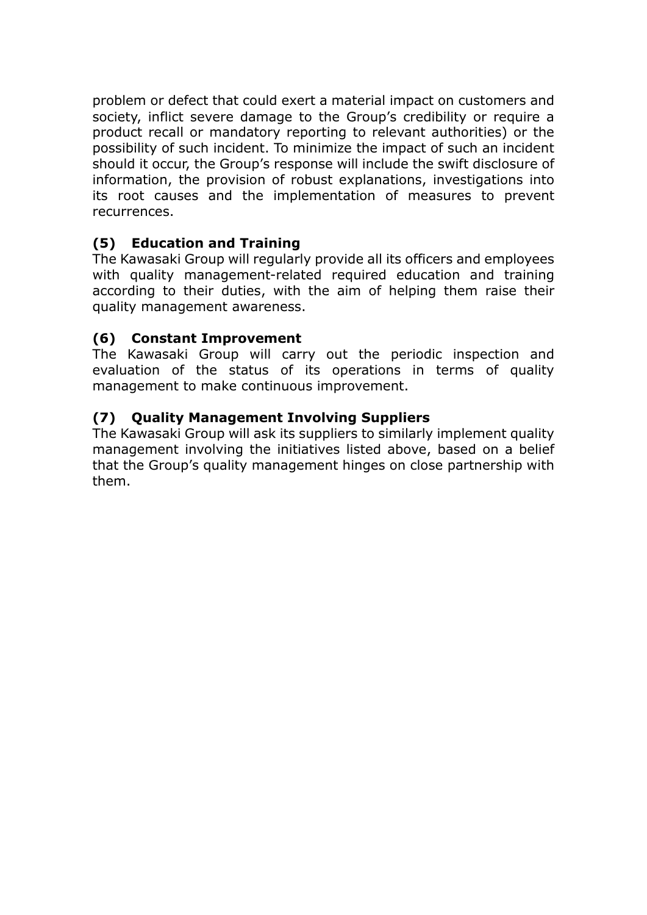problem or defect that could exert a material impact on customers and society, inflict severe damage to the Group's credibility or require a product recall or mandatory reporting to relevant authorities) or the possibility of such incident. To minimize the impact of such an incident should it occur, the Group's response will include the swift disclosure of information, the provision of robust explanations, investigations into its root causes and the implementation of measures to prevent recurrences.

### (5) Education and Training

The Kawasaki Group will regularly provide all its officers and employees with quality management-related required education and training according to their duties, with the aim of helping them raise their quality management awareness.

### (6) Constant Improvement

The Kawasaki Group will carry out the periodic inspection and evaluation of the status of its operations in terms of quality management to make continuous improvement.

### (7) Quality Management Involving Suppliers

The Kawasaki Group will ask its suppliers to similarly implement quality management involving the initiatives listed above, based on a belief that the Group's quality management hinges on close partnership with them.